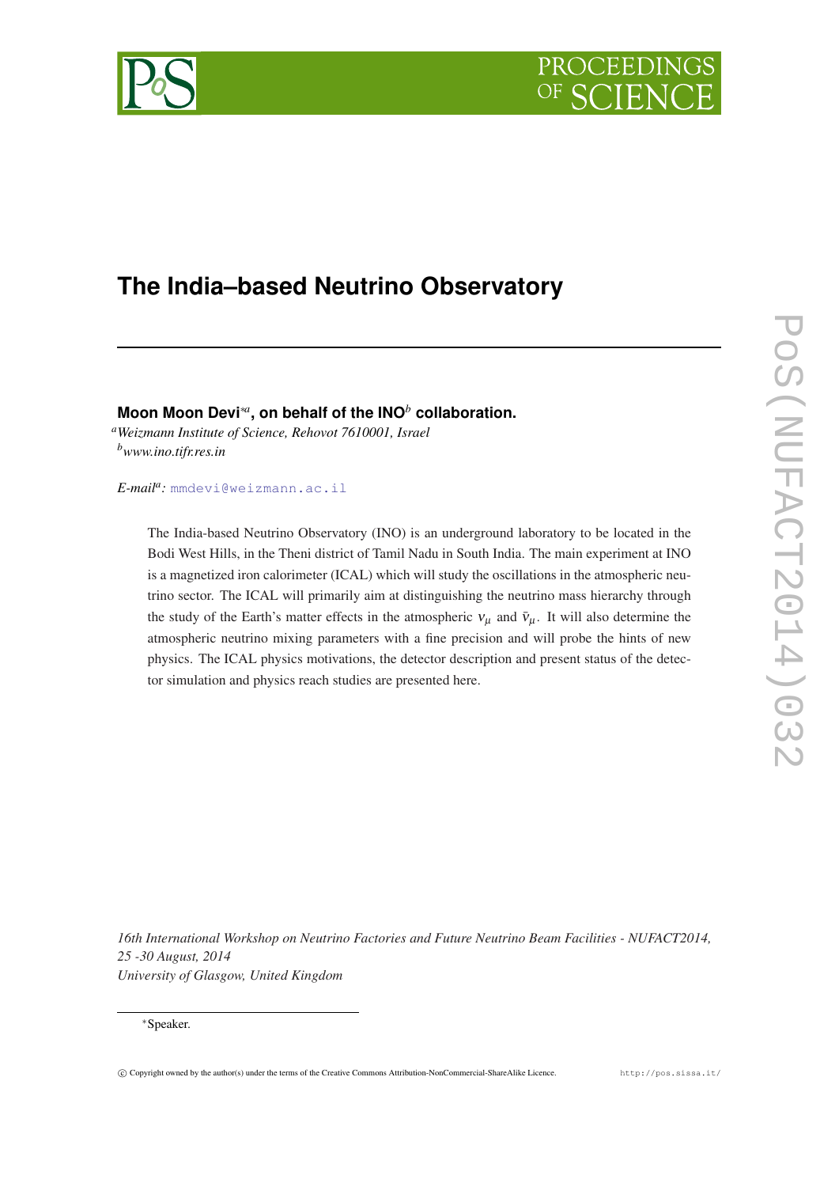# The India–based Neutrino Observatory

**Moon Moon Devi**[*a], **on behalf of the INO**[b] **collaboration.**

[a]*Weizmann Institute of Science, Rehovot 7610001, Israel*
[b]*www.ino.tifr.res.in*

*E-mail*[a]*:* mmdevi@weizmann.ac.il

The India-based Neutrino Observatory (INO) is an underground laboratory to be located in the Bodi West Hills, in the Theni district of Tamil Nadu in South India. The main experiment at INO is a magnetized iron calorimeter (ICAL) which will study the oscillations in the atmospheric neutrino sector. The ICAL will primarily aim at distinguishing the neutrino mass hierarchy through the study of the Earth's matter effects in the atmospheric $\nu_\mu$ and $\bar{\nu}_\mu$. It will also determine the atmospheric neutrino mixing parameters with a fine precision and will probe the hints of new physics. The ICAL physics motivations, the detector description and present status of the detector simulation and physics reach studies are presented here.

*16th International Workshop on Neutrino Factories and Future Neutrino Beam Facilities - NUFACT2014, 25 -30 August, 2014*
*University of Glasgow, United Kingdom*

[*]Speaker.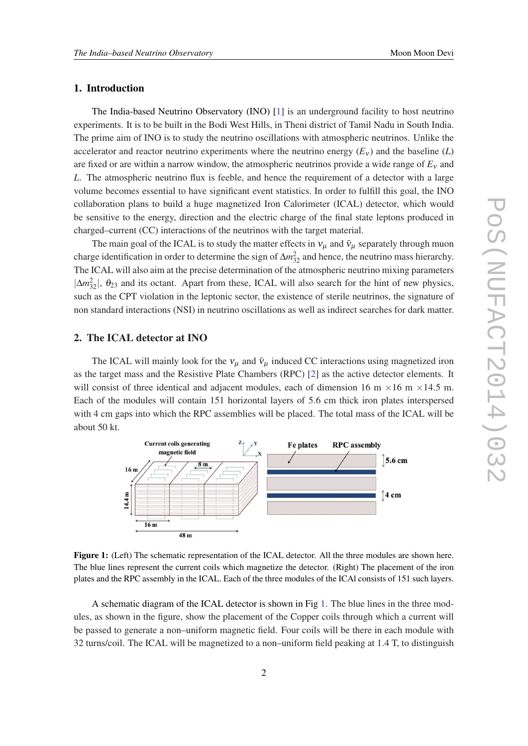## 1. Introduction

The India-based Neutrino Observatory (INO) [1] is an underground facility to host neutrino experiments. It is to be built in the Bodi West Hills, in Theni district of Tamil Nadu in South India. The prime aim of INO is to study the neutrino oscillations with atmospheric neutrinos. Unlike the accelerator and reactor neutrino experiments where the neutrino energy ($E_\nu$) and the baseline ($L$) are fixed or are within a narrow window, the atmospheric neutrinos provide a wide range of $E_\nu$ and $L$. The atmospheric neutrino flux is feeble, and hence the requirement of a detector with a large volume becomes essential to have significant event statistics. In order to fulfill this goal, the INO collaboration plans to build a huge magnetized Iron Calorimeter (ICAL) detector, which would be sensitive to the energy, direction and the electric charge of the final state leptons produced in charged–current (CC) interactions of the neutrinos with the target material.

The main goal of the ICAL is to study the matter effects in $\nu_\mu$ and $\bar{\nu}_\mu$ separately through muon charge identification in order to determine the sign of $\Delta m^2_{32}$ and hence, the neutrino mass hierarchy. The ICAL will also aim at the precise determination of the atmospheric neutrino mixing parameters $|\Delta m^2_{32}|$, $\theta_{23}$ and its octant. Apart from these, ICAL will also search for the hint of new physics, such as the CPT violation in the leptonic sector, the existence of sterile neutrinos, the signature of non standard interactions (NSI) in neutrino oscillations as well as indirect searches for dark matter.

## 2. The ICAL detector at INO

The ICAL will mainly look for the $\nu_\mu$ and $\bar{\nu}_\mu$ induced CC interactions using magnetized iron as the target mass and the Resistive Plate Chambers (RPC) [2] as the active detector elements. It will consist of three identical and adjacent modules, each of dimension 16 m $\times$16 m $\times$14.5 m. Each of the modules will contain 151 horizontal layers of 5.6 cm thick iron plates interspersed with 4 cm gaps into which the RPC assemblies will be placed. The total mass of the ICAL will be about 50 kt.

**Figure 1:** (Left) The schematic representation of the ICAL detector. All the three modules are shown here. The blue lines represent the current coils which magnetize the detector. (Right) The placement of the iron plates and the RPC assembly in the ICAL. Each of the three modules of the ICAl consists of 151 such layers.

A schematic diagram of the ICAL detector is shown in Fig 1. The blue lines in the three modules, as shown in the figure, show the placement of the Copper coils through which a current will be passed to generate a non–uniform magnetic field. Four coils will be there in each module with 32 turns/coil. The ICAL will be magnetized to a non–uniform field peaking at 1.4 T, to distinguish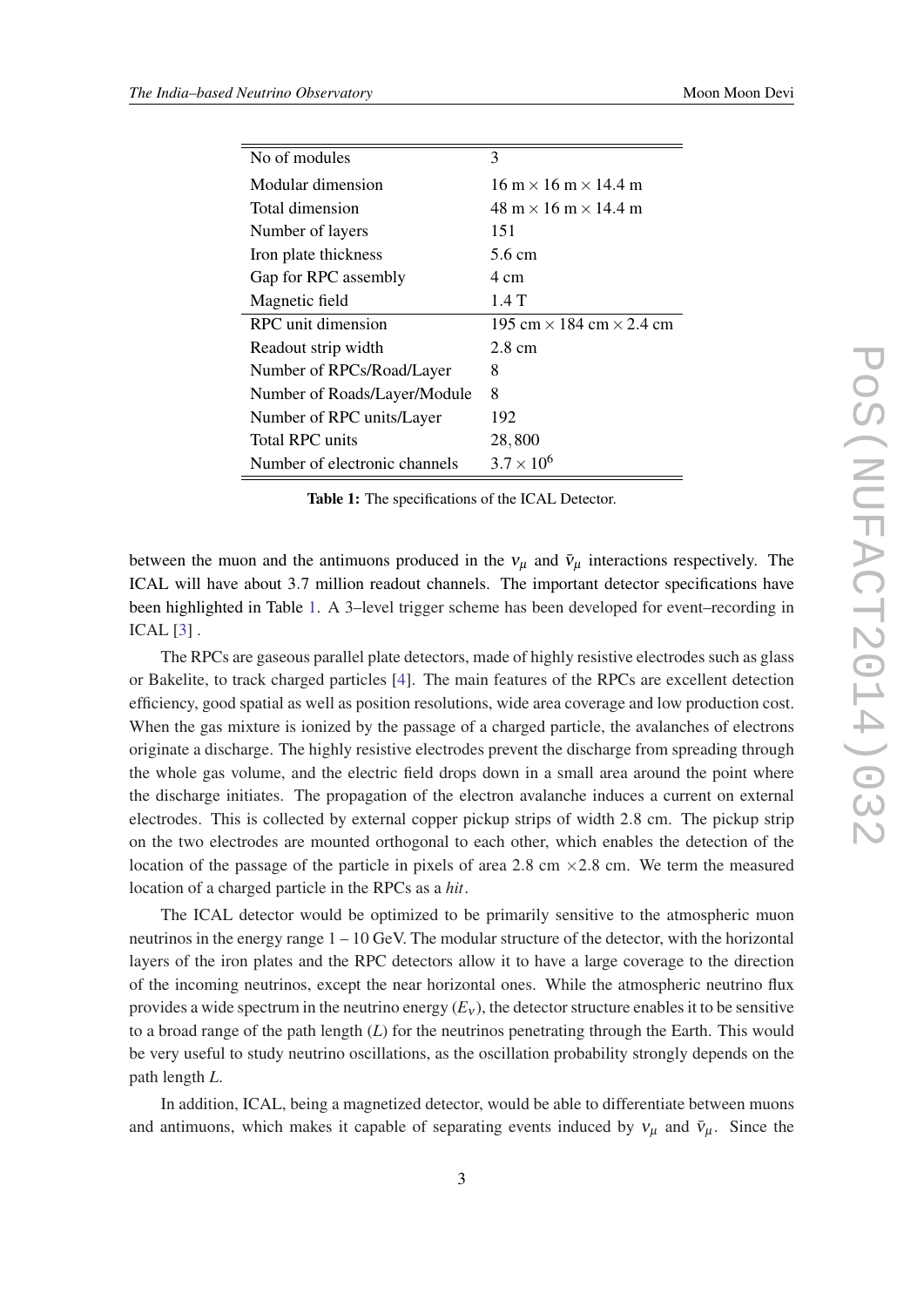| No of modules | 3 |
|---|---|
| Modular dimension | 16 m $\times$ 16 m $\times$ 14.4 m |
| Total dimension | 48 m $\times$ 16 m $\times$ 14.4 m |
| Number of layers | 151 |
| Iron plate thickness | 5.6 cm |
| Gap for RPC assembly | 4 cm |
| Magnetic field | 1.4 T |
| RPC unit dimension | 195 cm $\times$ 184 cm $\times$ 2.4 cm |
| Readout strip width | 2.8 cm |
| Number of RPCs/Road/Layer | 8 |
| Number of Roads/Layer/Module | 8 |
| Number of RPC units/Layer | 192 |
| Total RPC units | 28,800 |
| Number of electronic channels | $3.7 \times 10^6$ |

**Table 1:** The specifications of the ICAL Detector.

between the muon and the antimuons produced in the $\nu_\mu$ and $\bar{\nu}_\mu$ interactions respectively. The ICAL will have about 3.7 million readout channels. The important detector specifications have been highlighted in Table 1. A 3–level trigger scheme has been developed for event–recording in ICAL [3] .

The RPCs are gaseous parallel plate detectors, made of highly resistive electrodes such as glass or Bakelite, to track charged particles [4]. The main features of the RPCs are excellent detection efficiency, good spatial as well as position resolutions, wide area coverage and low production cost. When the gas mixture is ionized by the passage of a charged particle, the avalanches of electrons originate a discharge. The highly resistive electrodes prevent the discharge from spreading through the whole gas volume, and the electric field drops down in a small area around the point where the discharge initiates. The propagation of the electron avalanche induces a current on external electrodes. This is collected by external copper pickup strips of width 2.8 cm. The pickup strip on the two electrodes are mounted orthogonal to each other, which enables the detection of the location of the passage of the particle in pixels of area 2.8 cm $\times$2.8 cm. We term the measured location of a charged particle in the RPCs as a *hit*.

The ICAL detector would be optimized to be primarily sensitive to the atmospheric muon neutrinos in the energy range 1 – 10 GeV. The modular structure of the detector, with the horizontal layers of the iron plates and the RPC detectors allow it to have a large coverage to the direction of the incoming neutrinos, except the near horizontal ones. While the atmospheric neutrino flux provides a wide spectrum in the neutrino energy ($E_\nu$), the detector structure enables it to be sensitive to a broad range of the path length ($L$) for the neutrinos penetrating through the Earth. This would be very useful to study neutrino oscillations, as the oscillation probability strongly depends on the path length $L$.

In addition, ICAL, being a magnetized detector, would be able to differentiate between muons and antimuons, which makes it capable of separating events induced by $\nu_\mu$ and $\bar{\nu}_\mu$. Since the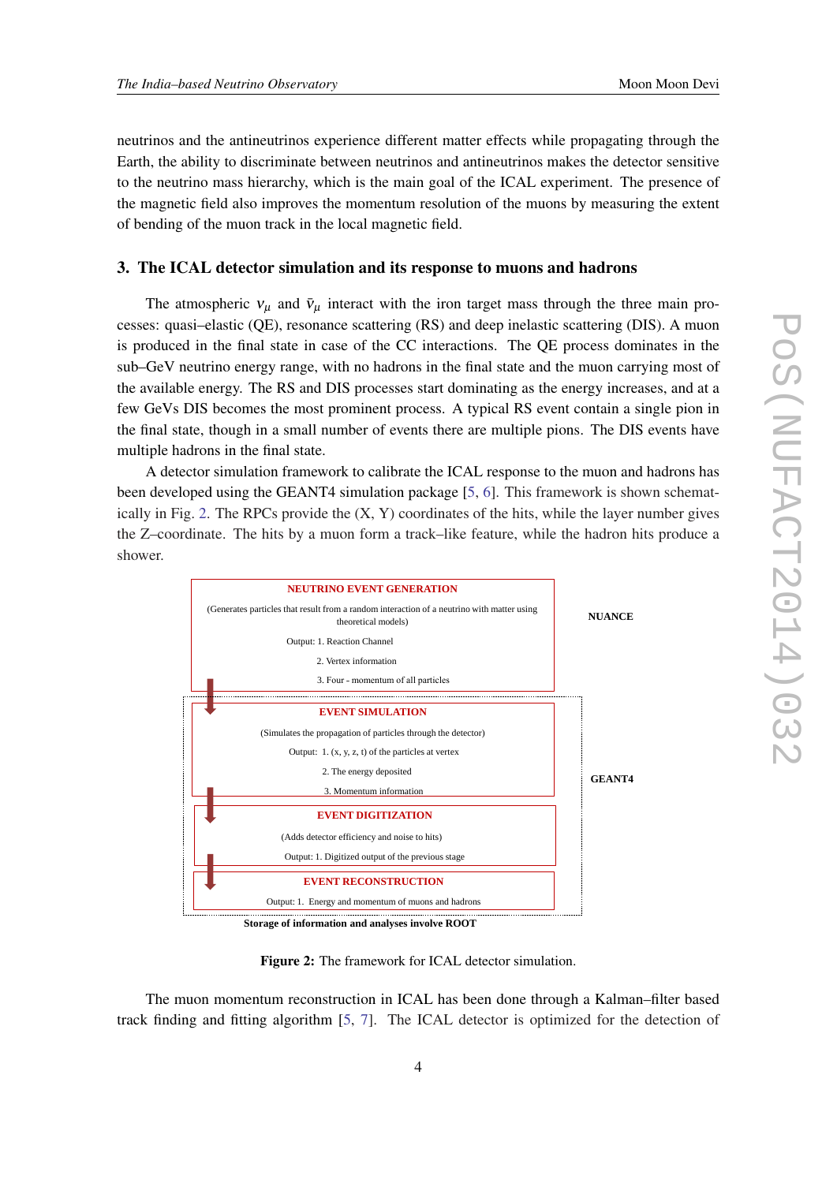neutrinos and the antineutrinos experience different matter effects while propagating through the Earth, the ability to discriminate between neutrinos and antineutrinos makes the detector sensitive to the neutrino mass hierarchy, which is the main goal of the ICAL experiment. The presence of the magnetic field also improves the momentum resolution of the muons by measuring the extent of bending of the muon track in the local magnetic field.

## 3. The ICAL detector simulation and its response to muons and hadrons

The atmospheric $\nu_\mu$ and $\bar{\nu}_\mu$ interact with the iron target mass through the three main processes: quasi–elastic (QE), resonance scattering (RS) and deep inelastic scattering (DIS). A muon is produced in the final state in case of the CC interactions. The QE process dominates in the sub–GeV neutrino energy range, with no hadrons in the final state and the muon carrying most of the available energy. The RS and DIS processes start dominating as the energy increases, and at a few GeVs DIS becomes the most prominent process. A typical RS event contain a single pion in the final state, though in a small number of events there are multiple pions. The DIS events have multiple hadrons in the final state.

A detector simulation framework to calibrate the ICAL response to the muon and hadrons has been developed using the GEANT4 simulation package [5, 6]. This framework is shown schematically in Fig. 2. The RPCs provide the (X, Y) coordinates of the hits, while the layer number gives the Z–coordinate. The hits by a muon form a track–like feature, while the hadron hits produce a shower.

**NEUTRINO EVENT GENERATION** — NUANCE

(Generates particles that result from a random interaction of a neutrino with matter using theoretical models)

Output: 1. Reaction Channel
2. Vertex information
3. Four - momentum of all particles

**EVENT SIMULATION** — GEANT4

(Simulates the propagation of particles through the detector)

Output: 1. (x, y, z, t) of the particles at vertex
2. The energy deposited
3. Momentum information

**EVENT DIGITIZATION**

(Adds detector efficiency and noise to hits)

Output: 1. Digitized output of the previous stage

**EVENT RECONSTRUCTION**

Output: 1. Energy and momentum of muons and hadrons

**Storage of information and analyses involve ROOT**

**Figure 2:** The framework for ICAL detector simulation.

The muon momentum reconstruction in ICAL has been done through a Kalman–filter based track finding and fitting algorithm [5, 7]. The ICAL detector is optimized for the detection of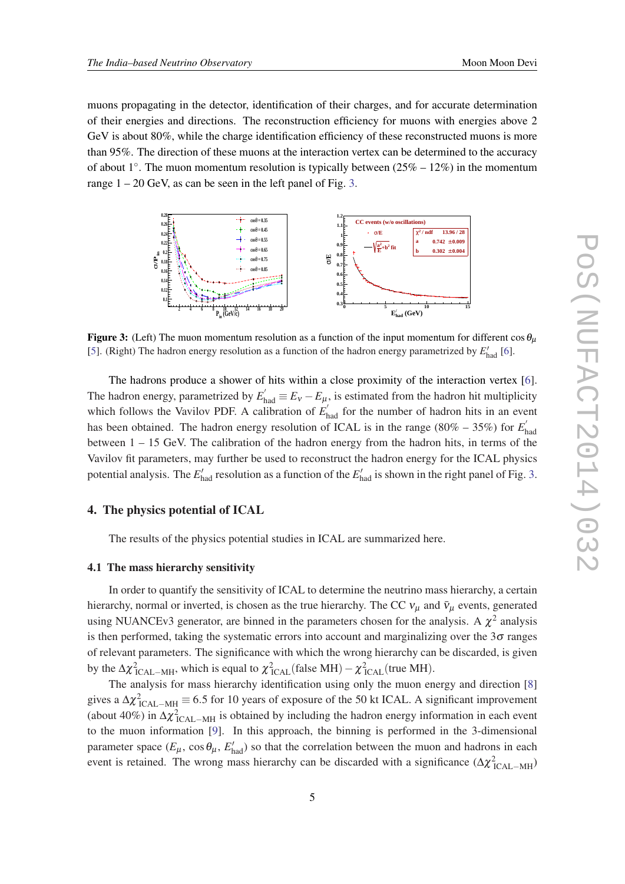muons propagating in the detector, identification of their charges, and for accurate determination of their energies and directions. The reconstruction efficiency for muons with energies above 2 GeV is about 80%, while the charge identification efficiency of these reconstructed muons is more than 95%. The direction of these muons at the interaction vertex can be determined to the accuracy of about 1°. The muon momentum resolution is typically between (25% – 12%) in the momentum range 1 – 20 GeV, as can be seen in the left panel of Fig. 3.

**Figure 3:** (Left) The muon momentum resolution as a function of the input momentum for different $\cos\theta_\mu$ [5]. (Right) The hadron energy resolution as a function of the hadron energy parametrized by $E'_{\rm had}$ [6].

The hadrons produce a shower of hits within a close proximity of the interaction vertex [6]. The hadron energy, parametrized by $E'_{\rm had} \equiv E_\nu - E_\mu$, is estimated from the hadron hit multiplicity which follows the Vavilov PDF. A calibration of $E'_{\rm had}$ for the number of hadron hits in an event has been obtained. The hadron energy resolution of ICAL is in the range (80% – 35%) for $E'_{\rm had}$ between 1 – 15 GeV. The calibration of the hadron energy from the hadron hits, in terms of the Vavilov fit parameters, may further be used to reconstruct the hadron energy for the ICAL physics potential analysis. The $E'_{\rm had}$ resolution as a function of the $E'_{\rm had}$ is shown in the right panel of Fig. 3.

## 4. The physics potential of ICAL

The results of the physics potential studies in ICAL are summarized here.

### 4.1 The mass hierarchy sensitivity

In order to quantify the sensitivity of ICAL to determine the neutrino mass hierarchy, a certain hierarchy, normal or inverted, is chosen as the true hierarchy. The CC $\nu_\mu$ and $\bar{\nu}_\mu$ events, generated using NUANCEv3 generator, are binned in the parameters chosen for the analysis. A $\chi^2$ analysis is then performed, taking the systematic errors into account and marginalizing over the $3\sigma$ ranges of relevant parameters. The significance with which the wrong hierarchy can be discarded, is given by the $\Delta\chi^2_{\rm ICAL-MH}$, which is equal to $\chi^2_{\rm ICAL}(\text{false MH}) - \chi^2_{\rm ICAL}(\text{true MH})$.

The analysis for mass hierarchy identification using only the muon energy and direction [8] gives a $\Delta\chi^2_{\rm ICAL-MH} \equiv 6.5$ for 10 years of exposure of the 50 kt ICAL. A significant improvement (about 40%) in $\Delta\chi^2_{\rm ICAL-MH}$ is obtained by including the hadron energy information in each event to the muon information [9]. In this approach, the binning is performed in the 3-dimensional parameter space ($E_\mu$, $\cos\theta_\mu$, $E'_{\rm had}$) so that the correlation between the muon and hadrons in each event is retained. The wrong mass hierarchy can be discarded with a significance ($\Delta\chi^2_{\rm ICAL-MH}$)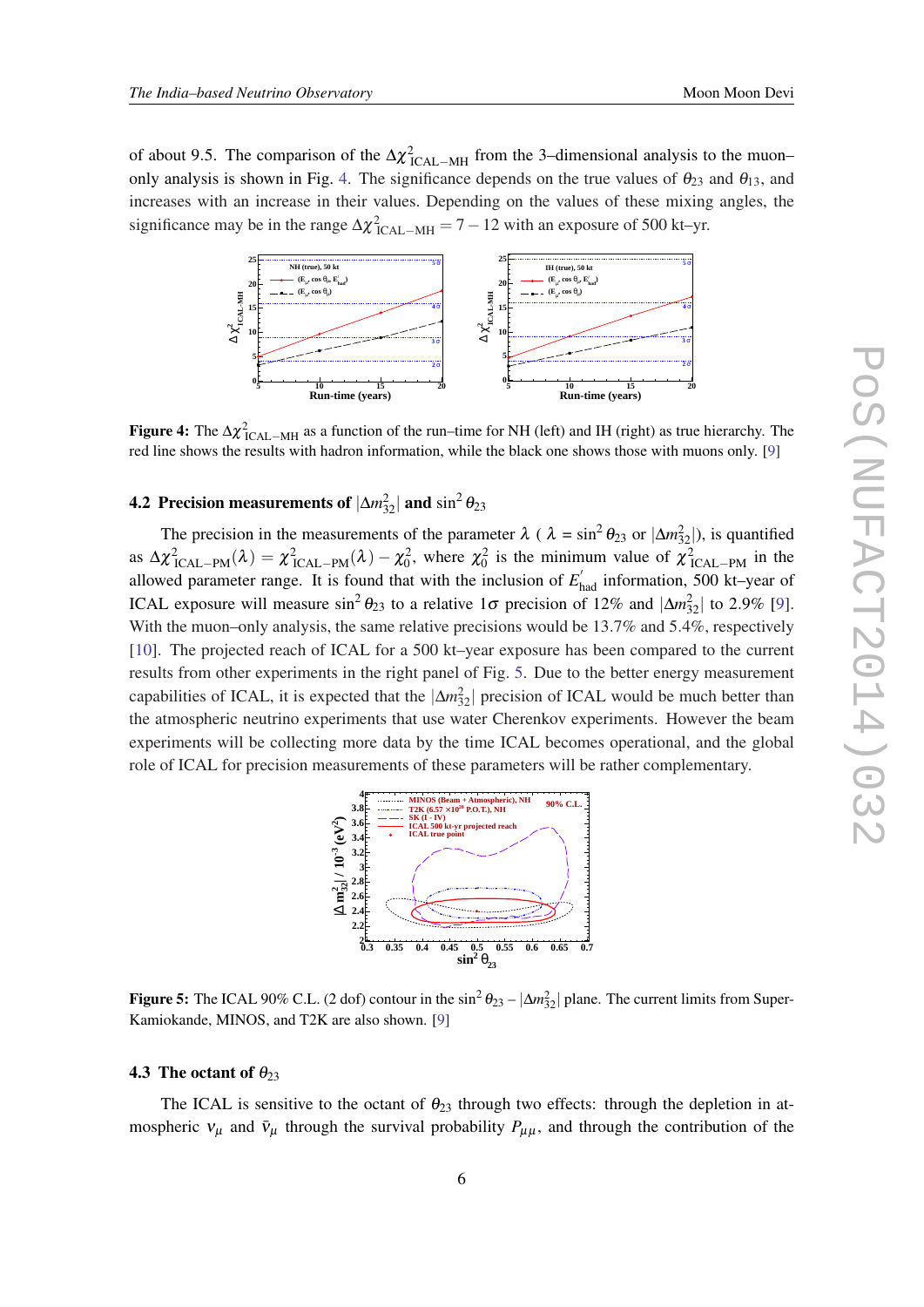of about 9.5. The comparison of the $\Delta\chi^2_{\rm ICAL-MH}$ from the 3–dimensional analysis to the muon–only analysis is shown in Fig. 4. The significance depends on the true values of $\theta_{23}$ and $\theta_{13}$, and increases with an increase in their values. Depending on the values of these mixing angles, the significance may be in the range $\Delta\chi^2_{\rm ICAL-MH} = 7-12$ with an exposure of 500 kt–yr.

**Figure 4:** The $\Delta\chi^2_{\rm ICAL-MH}$ as a function of the run–time for NH (left) and IH (right) as true hierarchy. The red line shows the results with hadron information, while the black one shows those with muons only. [9]

### 4.2 Precision measurements of $|\Delta m^2_{32}|$ and $\sin^2\theta_{23}$

The precision in the measurements of the parameter $\lambda$ ( $\lambda = \sin^2\theta_{23}$ or $|\Delta m^2_{32}|$), is quantified as $\Delta\chi^2_{\rm ICAL-PM}(\lambda) = \chi^2_{\rm ICAL-PM}(\lambda) - \chi^2_0$, where $\chi^2_0$ is the minimum value of $\chi^2_{\rm ICAL-PM}$ in the allowed parameter range. It is found that with the inclusion of $E'_{\rm had}$ information, 500 kt–year of ICAL exposure will measure $\sin^2\theta_{23}$ to a relative $1\sigma$ precision of 12% and $|\Delta m^2_{32}|$ to 2.9% [9]. With the muon–only analysis, the same relative precisions would be 13.7% and 5.4%, respectively [10]. The projected reach of ICAL for a 500 kt–year exposure has been compared to the current results from other experiments in the right panel of Fig. 5. Due to the better energy measurement capabilities of ICAL, it is expected that the $|\Delta m^2_{32}|$ precision of ICAL would be much better than the atmospheric neutrino experiments that use water Cherenkov experiments. However the beam experiments will be collecting more data by the time ICAL becomes operational, and the global role of ICAL for precision measurements of these parameters will be rather complementary.

**Figure 5:** The ICAL 90% C.L. (2 dof) contour in the $\sin^2\theta_{23} - |\Delta m^2_{32}|$ plane. The current limits from Super-Kamiokande, MINOS, and T2K are also shown. [9]

### 4.3 The octant of $\theta_{23}$

The ICAL is sensitive to the octant of $\theta_{23}$ through two effects: through the depletion in atmospheric $\nu_\mu$ and $\bar{\nu}_\mu$ through the survival probability $P_{\mu\mu}$, and through the contribution of the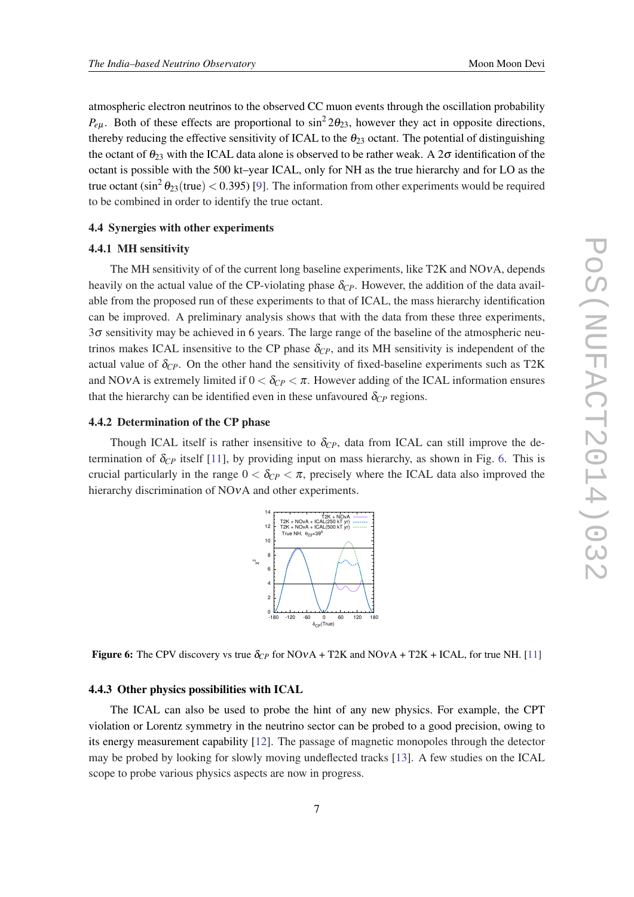atmospheric electron neutrinos to the observed CC muon events through the oscillation probability $P_{e\mu}$. Both of these effects are proportional to $\sin^2 2\theta_{23}$, however they act in opposite directions, thereby reducing the effective sensitivity of ICAL to the $\theta_{23}$ octant. The potential of distinguishing the octant of $\theta_{23}$ with the ICAL data alone is observed to be rather weak. A $2\sigma$ identification of the octant is possible with the 500 kt–year ICAL, only for NH as the true hierarchy and for LO as the true octant ($\sin^2\theta_{23}(\text{true}) < 0.395$) [9]. The information from other experiments would be required to be combined in order to identify the true octant.

### 4.4 Synergies with other experiments

#### 4.4.1 MH sensitivity

The MH sensitivity of of the current long baseline experiments, like T2K and NO$\nu$A, depends heavily on the actual value of the CP-violating phase $\delta_{CP}$. However, the addition of the data available from the proposed run of these experiments to that of ICAL, the mass hierarchy identification can be improved. A preliminary analysis shows that with the data from these three experiments, $3\sigma$ sensitivity may be achieved in 6 years. The large range of the baseline of the atmospheric neutrinos makes ICAL insensitive to the CP phase $\delta_{CP}$, and its MH sensitivity is independent of the actual value of $\delta_{CP}$. On the other hand the sensitivity of fixed-baseline experiments such as T2K and NO$\nu$A is extremely limited if $0 < \delta_{CP} < \pi$. However adding of the ICAL information ensures that the hierarchy can be identified even in these unfavoured $\delta_{CP}$ regions.

#### 4.4.2 Determination of the CP phase

Though ICAL itself is rather insensitive to $\delta_{CP}$, data from ICAL can still improve the determination of $\delta_{CP}$ itself [11], by providing input on mass hierarchy, as shown in Fig. 6. This is crucial particularly in the range $0 < \delta_{CP} < \pi$, precisely where the ICAL data also improved the hierarchy discrimination of NO$\nu$A and other experiments.

**Figure 6:** The CPV discovery vs true $\delta_{CP}$ for NO$\nu$A + T2K and NO$\nu$A + T2K + ICAL, for true NH. [11]

#### 4.4.3 Other physics possibilities with ICAL

The ICAL can also be used to probe the hint of any new physics. For example, the CPT violation or Lorentz symmetry in the neutrino sector can be probed to a good precision, owing to its energy measurement capability [12]. The passage of magnetic monopoles through the detector may be probed by looking for slowly moving undeflected tracks [13]. A few studies on the ICAL scope to probe various physics aspects are now in progress.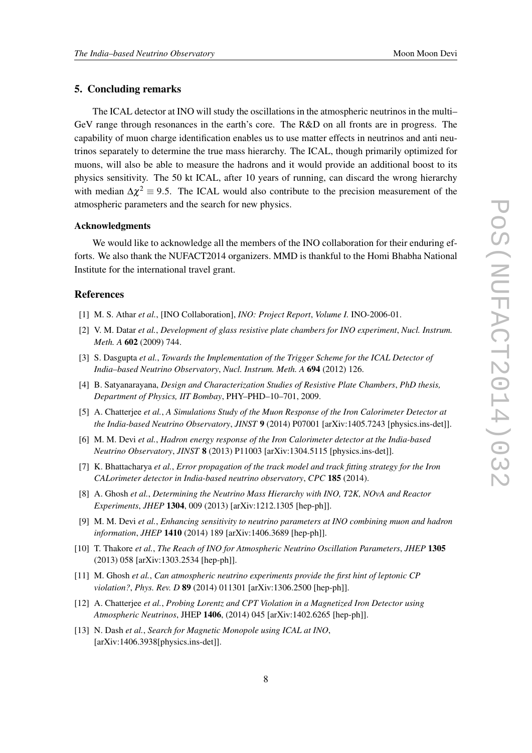## 5. Concluding remarks

The ICAL detector at INO will study the oscillations in the atmospheric neutrinos in the multi–GeV range through resonances in the earth's core. The R&D on all fronts are in progress. The capability of muon charge identification enables us to use matter effects in neutrinos and anti neutrinos separately to determine the true mass hierarchy. The ICAL, though primarily optimized for muons, will also be able to measure the hadrons and it would provide an additional boost to its physics sensitivity. The 50 kt ICAL, after 10 years of running, can discard the wrong hierarchy with median $\Delta\chi^2 \equiv 9.5$. The ICAL would also contribute to the precision measurement of the atmospheric parameters and the search for new physics.

### Acknowledgments

We would like to acknowledge all the members of the INO collaboration for their enduring efforts. We also thank the NUFACT2014 organizers. MMD is thankful to the Homi Bhabha National Institute for the international travel grant.

## References

[1] M. S. Athar *et al.*, [INO Collaboration], *INO: Project Report*, *Volume I.* INO-2006-01.

[2] V. M. Datar *et al.*, *Development of glass resistive plate chambers for INO experiment*, *Nucl. Instrum. Meth. A* **602** (2009) 744.

[3] S. Dasgupta *et al.*, *Towards the Implementation of the Trigger Scheme for the ICAL Detector of India–based Neutrino Observatory*, *Nucl. Instrum. Meth. A* **694** (2012) 126.

[4] B. Satyanarayana, *Design and Characterization Studies of Resistive Plate Chambers*, *PhD thesis, Department of Physics, IIT Bombay*, PHY–PHD–10–701, 2009.

[5] A. Chatterjee *et al.*, *A Simulations Study of the Muon Response of the Iron Calorimeter Detector at the India-based Neutrino Observatory*, *JINST* **9** (2014) P07001 [arXiv:1405.7243 [physics.ins-det]].

[6] M. M. Devi *et al.*, *Hadron energy response of the Iron Calorimeter detector at the India-based Neutrino Observatory*, *JINST* **8** (2013) P11003 [arXiv:1304.5115 [physics.ins-det]].

[7] K. Bhattacharya *et al.*, *Error propagation of the track model and track fitting strategy for the Iron CALorimeter detector in India-based neutrino observatory*, *CPC* **185** (2014).

[8] A. Ghosh *et al.*, *Determining the Neutrino Mass Hierarchy with INO, T2K, NOvA and Reactor Experiments*, *JHEP* **1304**, 009 (2013) [arXiv:1212.1305 [hep-ph]].

[9] M. M. Devi *et al.*, *Enhancing sensitivity to neutrino parameters at INO combining muon and hadron information*, *JHEP* **1410** (2014) 189 [arXiv:1406.3689 [hep-ph]].

[10] T. Thakore *et al.*, *The Reach of INO for Atmospheric Neutrino Oscillation Parameters*, *JHEP* **1305** (2013) 058 [arXiv:1303.2534 [hep-ph]].

[11] M. Ghosh *et al.*, *Can atmospheric neutrino experiments provide the first hint of leptonic CP violation?*, *Phys. Rev. D* **89** (2014) 011301 [arXiv:1306.2500 [hep-ph]].

[12] A. Chatterjee *et al.*, *Probing Lorentz and CPT Violation in a Magnetized Iron Detector using Atmospheric Neutrinos*, JHEP **1406**, (2014) 045 [arXiv:1402.6265 [hep-ph]].

[13] N. Dash *et al.*, *Search for Magnetic Monopole using ICAL at INO*, [arXiv:1406.3938[physics.ins-det]].